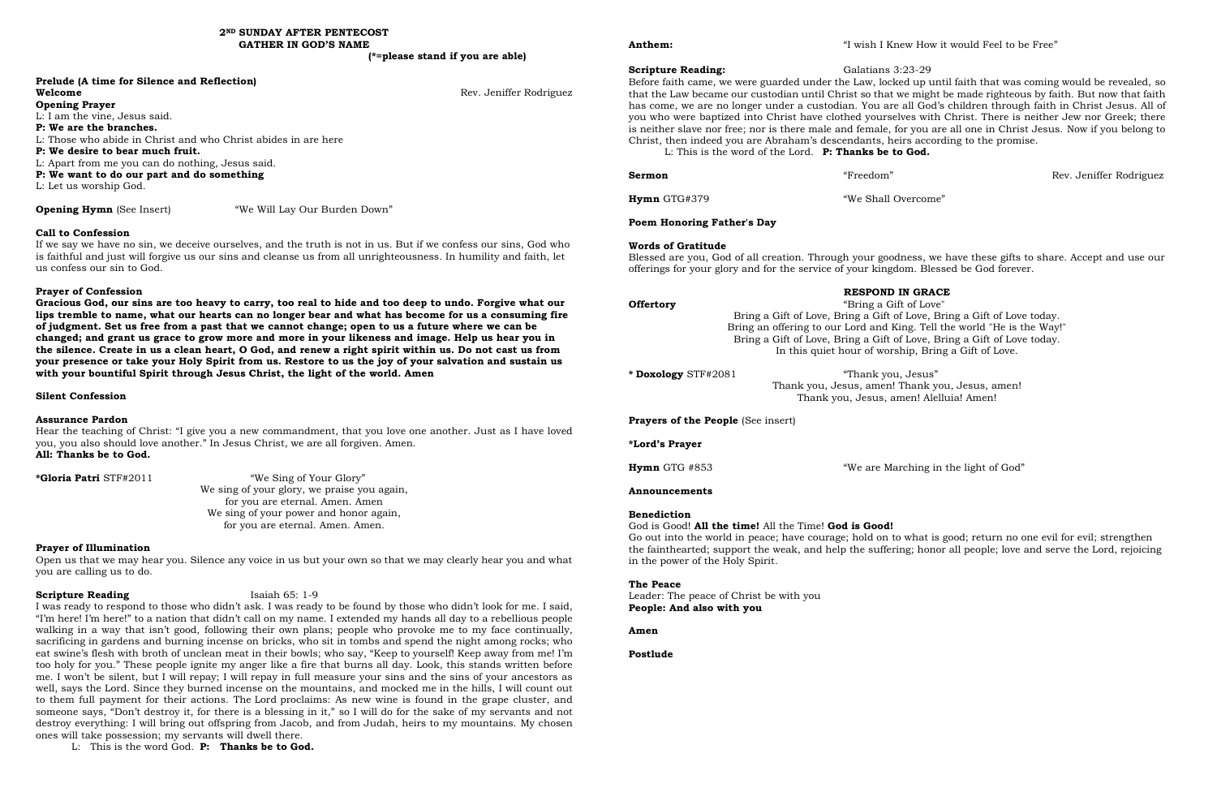# 2ND SUNDAY AFTER PENTECOST

## GATHER IN GOD'S NAME

**(*=please stand if you are able)**

**Prelude (A time for Silence and Reflection)**

**Welcome** Rev. Jeniffer Rodriguez

**Opening Prayer**

L: I am the vine, Jesus said.

**P: We are the branches.**

L: Those who abide in Christ and who Christ abides in are here

**P: We desire to bear much fruit.**

L: Apart from me you can do nothing, Jesus said.

**P: We want to do our part and do something**

L: Let us worship God.

**Opening Hymn** (See Insert) "We Will Lay Our Burden Down"

**Call to Confession**

If we say we have no sin, we deceive ourselves, and the truth is not in us. But if we confess our sins, God who is faithful and just will forgive us our sins and cleanse us from all unrighteousness. In humility and faith, let us confess our sin to God.

**Prayer of Confession**

**Gracious God, our sins are too heavy to carry, too real to hide and too deep to undo. Forgive what our lips tremble to name, what our hearts can no longer bear and what has become for us a consuming fire of judgment. Set us free from a past that we cannot change; open to us a future where we can be changed; and grant us grace to grow more and more in your likeness and image. Help us hear you in the silence. Create in us a clean heart, O God, and renew a right spirit within us. Do not cast us from your presence or take your Holy Spirit from us. Restore to us the joy of your salvation and sustain us with your bountiful Spirit through Jesus Christ, the light of the world. Amen**

**Silent Confession**

**Assurance Pardon**

Hear the teaching of Christ: "I give you a new commandment, that you love one another. Just as I have loved you, you also should love another." In Jesus Christ, we are all forgiven. Amen.

**All: Thanks be to God.**

**\*Gloria Patri** STF#2011 "We Sing of Your Glory"

We sing of your glory, we praise you again,
for you are eternal. Amen. Amen
We sing of your power and honor again,
for you are eternal. Amen. Amen.

**Prayer of Illumination**

Open us that we may hear you. Silence any voice in us but your own so that we may clearly hear you and what you are calling us to do.

**Scripture Reading** Isaiah 65: 1-9

I was ready to respond to those who didn't ask. I was ready to be found by those who didn't look for me. I said, "I'm here! I'm here!" to a nation that didn't call on my name. I extended my hands all day to a rebellious people walking in a way that isn't good, following their own plans; people who provoke me to my face continually, sacrificing in gardens and burning incense on bricks, who sit in tombs and spend the night among rocks; who eat swine's flesh with broth of unclean meat in their bowls; who say, "Keep to yourself! Keep away from me! I'm too holy for you." These people ignite my anger like a fire that burns all day. Look, this stands written before me. I won't be silent, but I will repay; I will repay in full measure your sins and the sins of your ancestors as well, says the Lord. Since they burned incense on the mountains, and mocked me in the hills, I will count out to them full payment for their actions. The Lord proclaims: As new wine is found in the grape cluster, and someone says, "Don't destroy it, for there is a blessing in it," so I will do for the sake of my servants and not destroy everything: I will bring out offspring from Jacob, and from Judah, heirs to my mountains. My chosen ones will take possession; my servants will dwell there.

L: This is the word God. **P: Thanks be to God.**

**Anthem:** "I wish I Knew How it would Feel to be Free"

**Scripture Reading:** Galatians 3:23-29

Before faith came, we were guarded under the Law, locked up until faith that was coming would be revealed, so that the Law became our custodian until Christ so that we might be made righteous by faith. But now that faith has come, we are no longer under a custodian. You are all God's children through faith in Christ Jesus. All of you who were baptized into Christ have clothed yourselves with Christ. There is neither Jew nor Greek; there is neither slave nor free; nor is there male and female, for you are all one in Christ Jesus. Now if you belong to Christ, then indeed you are Abraham's descendants, heirs according to the promise.

L: This is the word of the Lord. **P: Thanks be to God.**

**Sermon** "Freedom" Rev. Jeniffer Rodriguez

**Hymn** GTG#379 "We Shall Overcome"

**Poem Honoring Father's Day**

**Words of Gratitude**

Blessed are you, God of all creation. Through your goodness, we have these gifts to share. Accept and use our offerings for your glory and for the service of your kingdom. Blessed be God forever.

## RESPOND IN GRACE

**Offertory** "Bring a Gift of Love"

Bring a Gift of Love, Bring a Gift of Love, Bring a Gift of Love today.
Bring an offering to our Lord and King. Tell the world "He is the Way!"
Bring a Gift of Love, Bring a Gift of Love, Bring a Gift of Love today.
In this quiet hour of worship, Bring a Gift of Love.

**\* Doxology** STF#2081 "Thank you, Jesus"

Thank you, Jesus, amen! Thank you, Jesus, amen!
Thank you, Jesus, amen! Alelluia! Amen!

**Prayers of the People** (See insert)

**\*Lord's Prayer**

**Hymn** GTG #853 "We are Marching in the light of God"

**Announcements**

**Benediction**

God is Good! **All the time!** All the Time! **God is Good!**

Go out into the world in peace; have courage; hold on to what is good; return no one evil for evil; strengthen the fainthearted; support the weak, and help the suffering; honor all people; love and serve the Lord, rejoicing in the power of the Holy Spirit.

**The Peace**

Leader: The peace of Christ be with you

**People: And also with you**

**Amen**

**Postlude**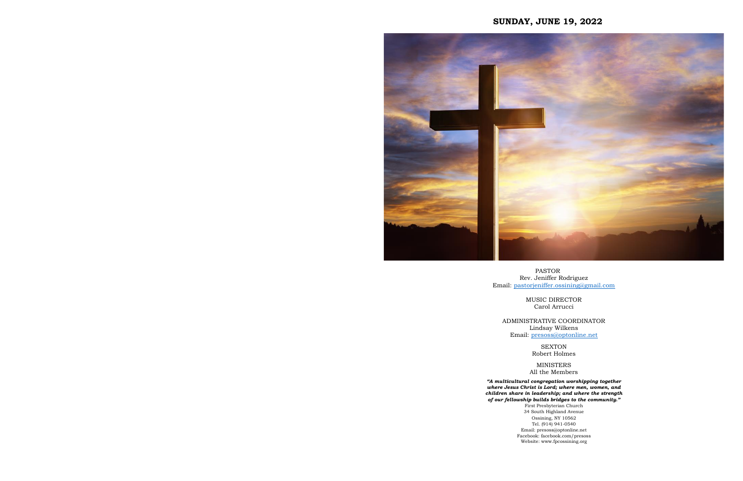## SUNDAY, JUNE 19, 2022

PASTOR
Rev. Jeniffer Rodriguez
Email: pastorjeniffer.ossining@gmail.com

MUSIC DIRECTOR
Carol Arrucci

ADMINISTRATIVE COORDINATOR
Lindsay Wilkens
Email: presoss@optonline.net

SEXTON
Robert Holmes

MINISTERS
All the Members

***"A multicultural congregation worshipping together where Jesus Christ is Lord; where men, women, and children share in leadership; and where the strength of our fellowship builds bridges to the community."***

First Presbyterian Church
34 South Highland Avenue
Ossining, NY 10562
Tel. (914) 941-0540
Email: presoss@optonline.net
Facebook: facebook.com/presoss
Website: www.fpcossining.org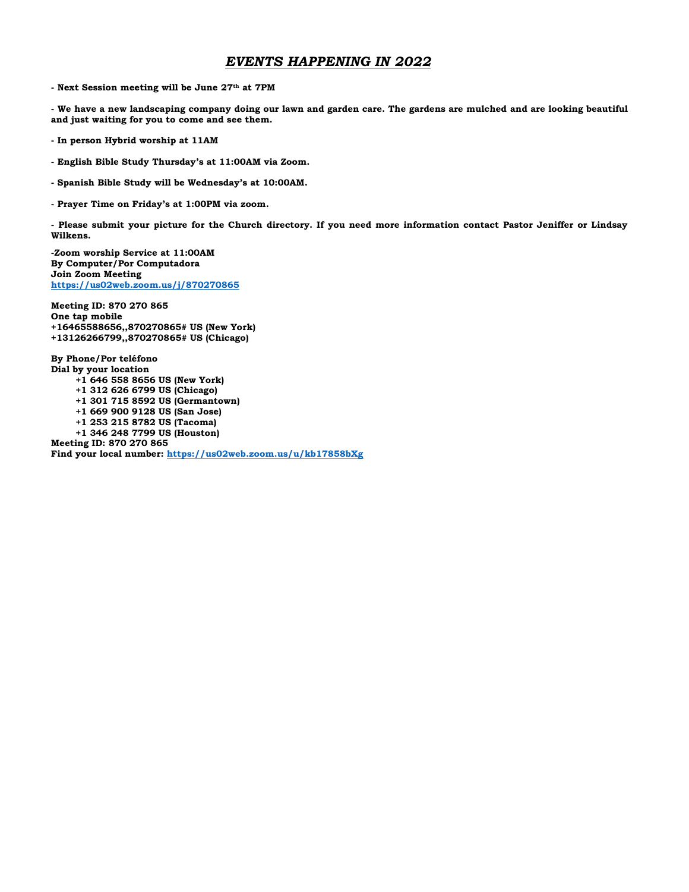# ***EVENTS HAPPENING IN 2022***

**- Next Session meeting will be June 27th at 7PM**

**- We have a new landscaping company doing our lawn and garden care. The gardens are mulched and are looking beautiful and just waiting for you to come and see them.**

**- In person Hybrid worship at 11AM**

**- English Bible Study Thursday's at 11:00AM via Zoom.**

**- Spanish Bible Study will be Wednesday's at 10:00AM.**

**- Prayer Time on Friday's at 1:00PM via zoom.**

**- Please submit your picture for the Church directory. If you need more information contact Pastor Jeniffer or Lindsay Wilkens.**

**-Zoom worship Service at 11:00AM**
**By Computer/Por Computadora**
**Join Zoom Meeting**
**https://us02web.zoom.us/j/870270865**

**Meeting ID: 870 270 865**
**One tap mobile**
**+16465588656,,870270865# US (New York)**
**+13126266799,,870270865# US (Chicago)**

**By Phone/Por teléfono**
**Dial by your location**
**+1 646 558 8656 US (New York)**
**+1 312 626 6799 US (Chicago)**
**+1 301 715 8592 US (Germantown)**
**+1 669 900 9128 US (San Jose)**
**+1 253 215 8782 US (Tacoma)**
**+1 346 248 7799 US (Houston)**
**Meeting ID: 870 270 865**
**Find your local number: https://us02web.zoom.us/u/kb17858bXg**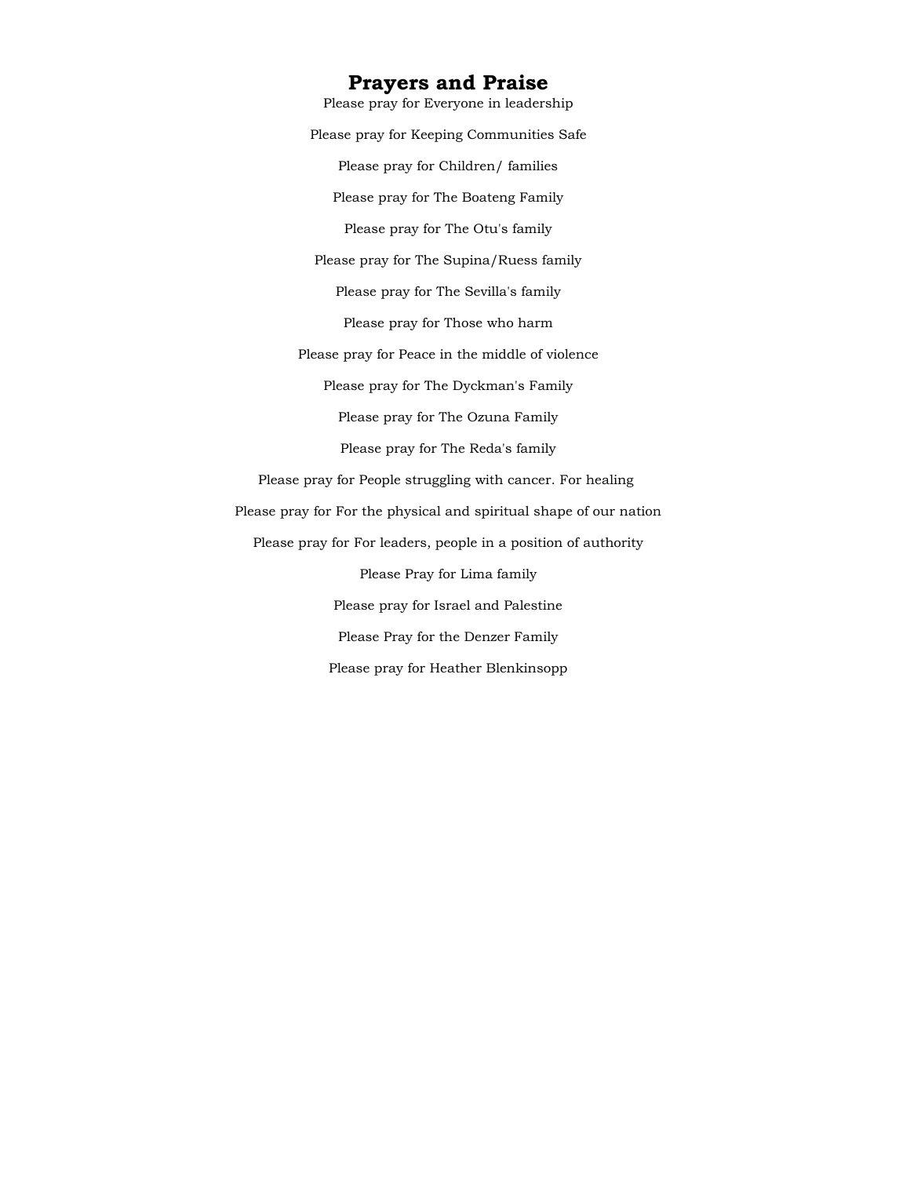# Prayers and Praise

Please pray for Everyone in leadership

Please pray for Keeping Communities Safe

Please pray for Children/ families

Please pray for The Boateng Family

Please pray for The Otu's family

Please pray for The Supina/Ruess family

Please pray for The Sevilla's family

Please pray for Those who harm

Please pray for Peace in the middle of violence

Please pray for The Dyckman's Family

Please pray for The Ozuna Family

Please pray for The Reda's family

Please pray for People struggling with cancer. For healing

Please pray for For the physical and spiritual shape of our nation

Please pray for For leaders, people in a position of authority

Please Pray for Lima family

Please pray for Israel and Palestine

Please Pray for the Denzer Family

Please pray for Heather Blenkinsopp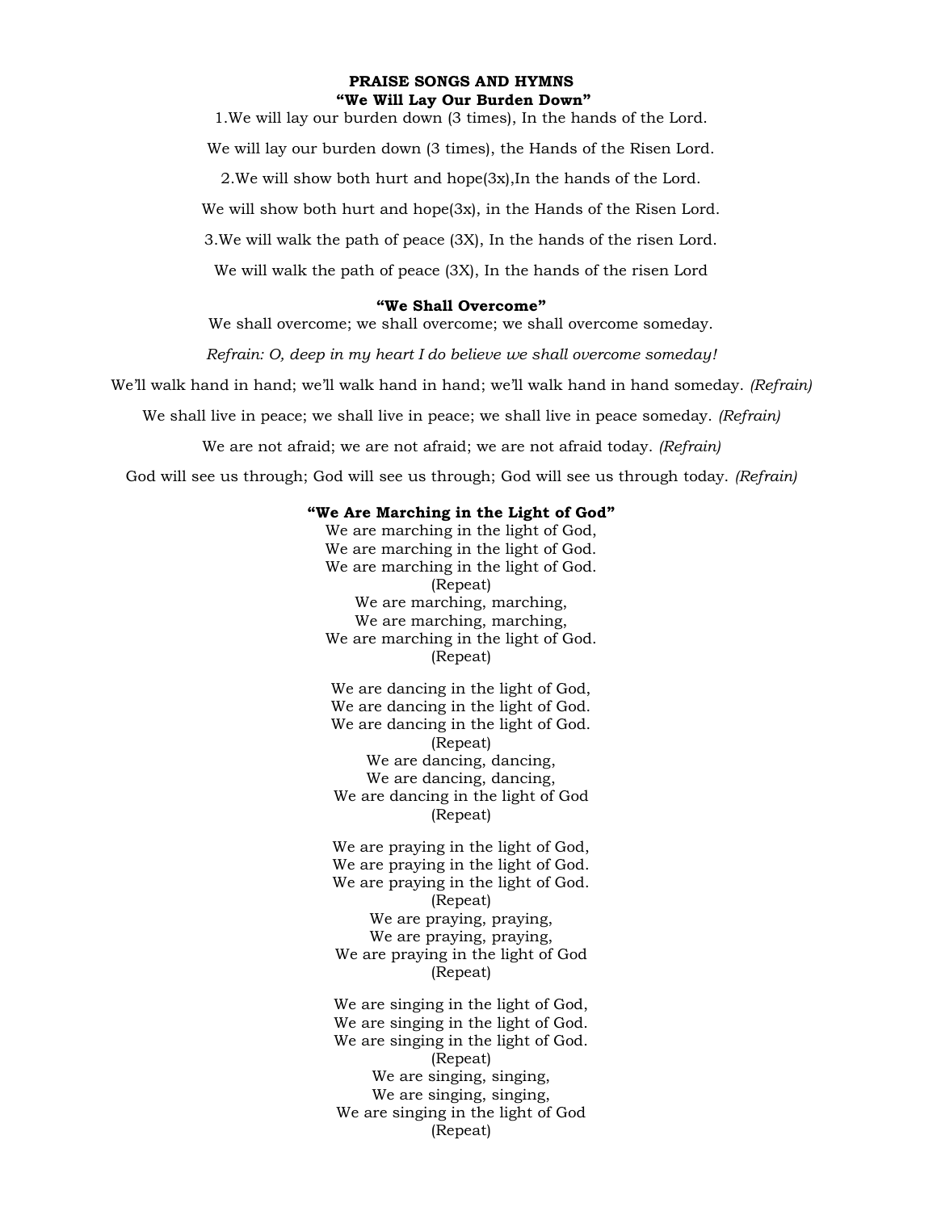**PRAISE SONGS AND HYMNS**

**"We Will Lay Our Burden Down"**

1.We will lay our burden down (3 times), In the hands of the Lord.

We will lay our burden down (3 times), the Hands of the Risen Lord.

2.We will show both hurt and hope(3x),In the hands of the Lord.

We will show both hurt and hope(3x), in the Hands of the Risen Lord.

3.We will walk the path of peace (3X), In the hands of the risen Lord.

We will walk the path of peace (3X), In the hands of the risen Lord

**"We Shall Overcome"**

We shall overcome; we shall overcome; we shall overcome someday.

*Refrain: O, deep in my heart I do believe we shall overcome someday!*

We'll walk hand in hand; we'll walk hand in hand; we'll walk hand in hand someday. *(Refrain)*

We shall live in peace; we shall live in peace; we shall live in peace someday. *(Refrain)*

We are not afraid; we are not afraid; we are not afraid today. *(Refrain)*

God will see us through; God will see us through; God will see us through today. *(Refrain)*

**"We Are Marching in the Light of God"**

We are marching in the light of God,
We are marching in the light of God.
We are marching in the light of God.
(Repeat)
We are marching, marching,
We are marching, marching,
We are marching in the light of God.
(Repeat)

We are dancing in the light of God,
We are dancing in the light of God.
We are dancing in the light of God.
(Repeat)
We are dancing, dancing,
We are dancing, dancing,
We are dancing in the light of God
(Repeat)

We are praying in the light of God,
We are praying in the light of God.
We are praying in the light of God.
(Repeat)
We are praying, praying,
We are praying, praying,
We are praying in the light of God
(Repeat)

We are singing in the light of God,
We are singing in the light of God.
We are singing in the light of God.
(Repeat)
We are singing, singing,
We are singing, singing,
We are singing in the light of God
(Repeat)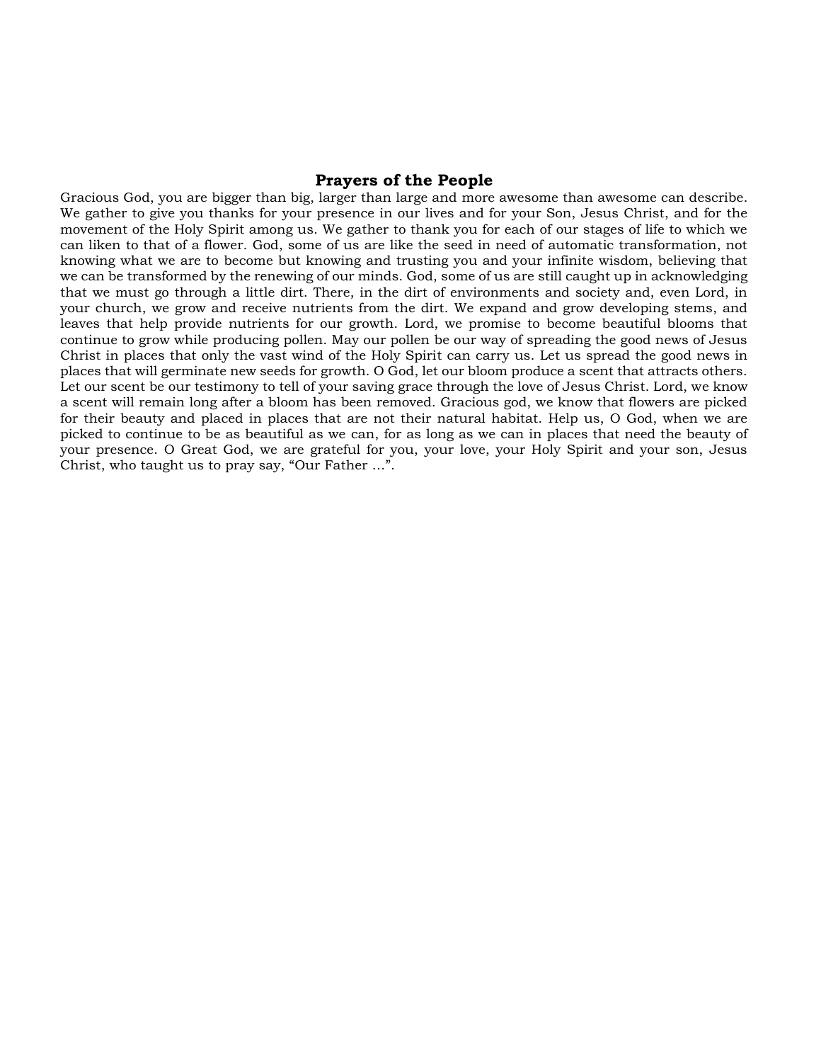## Prayers of the People

Gracious God, you are bigger than big, larger than large and more awesome than awesome can describe. We gather to give you thanks for your presence in our lives and for your Son, Jesus Christ, and for the movement of the Holy Spirit among us. We gather to thank you for each of our stages of life to which we can liken to that of a flower. God, some of us are like the seed in need of automatic transformation, not knowing what we are to become but knowing and trusting you and your infinite wisdom, believing that we can be transformed by the renewing of our minds. God, some of us are still caught up in acknowledging that we must go through a little dirt. There, in the dirt of environments and society and, even Lord, in your church, we grow and receive nutrients from the dirt. We expand and grow developing stems, and leaves that help provide nutrients for our growth. Lord, we promise to become beautiful blooms that continue to grow while producing pollen. May our pollen be our way of spreading the good news of Jesus Christ in places that only the vast wind of the Holy Spirit can carry us. Let us spread the good news in places that will germinate new seeds for growth. O God, let our bloom produce a scent that attracts others. Let our scent be our testimony to tell of your saving grace through the love of Jesus Christ. Lord, we know a scent will remain long after a bloom has been removed. Gracious god, we know that flowers are picked for their beauty and placed in places that are not their natural habitat. Help us, O God, when we are picked to continue to be as beautiful as we can, for as long as we can in places that need the beauty of your presence. O Great God, we are grateful for you, your love, your Holy Spirit and your son, Jesus Christ, who taught us to pray say, “Our Father …”.